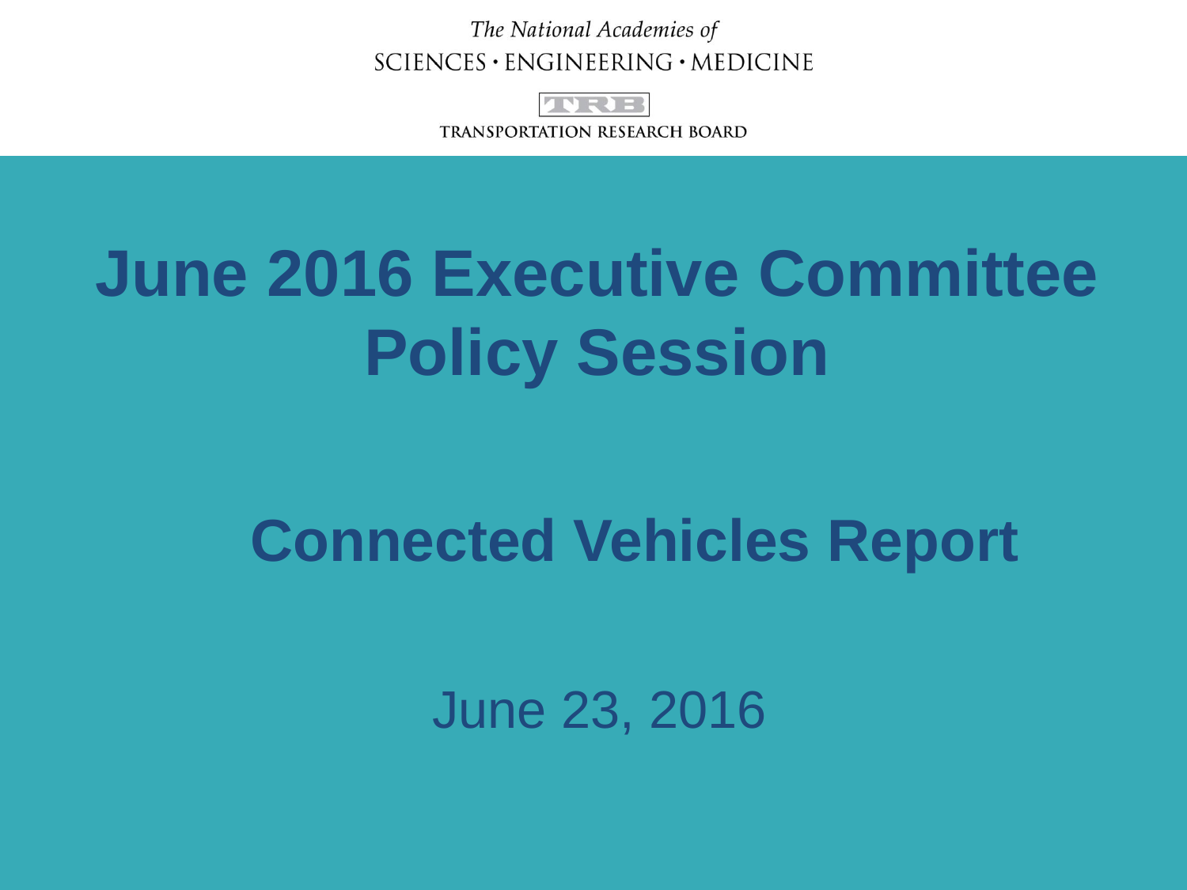The National Academies of SCIENCES · ENGINEERING · MEDICINE

TRB

TRANSPORTATION RESEARCH BOARD

# June 2016 Executive Committee Policy Session

## Connected Vehicles Report

June 23, 2016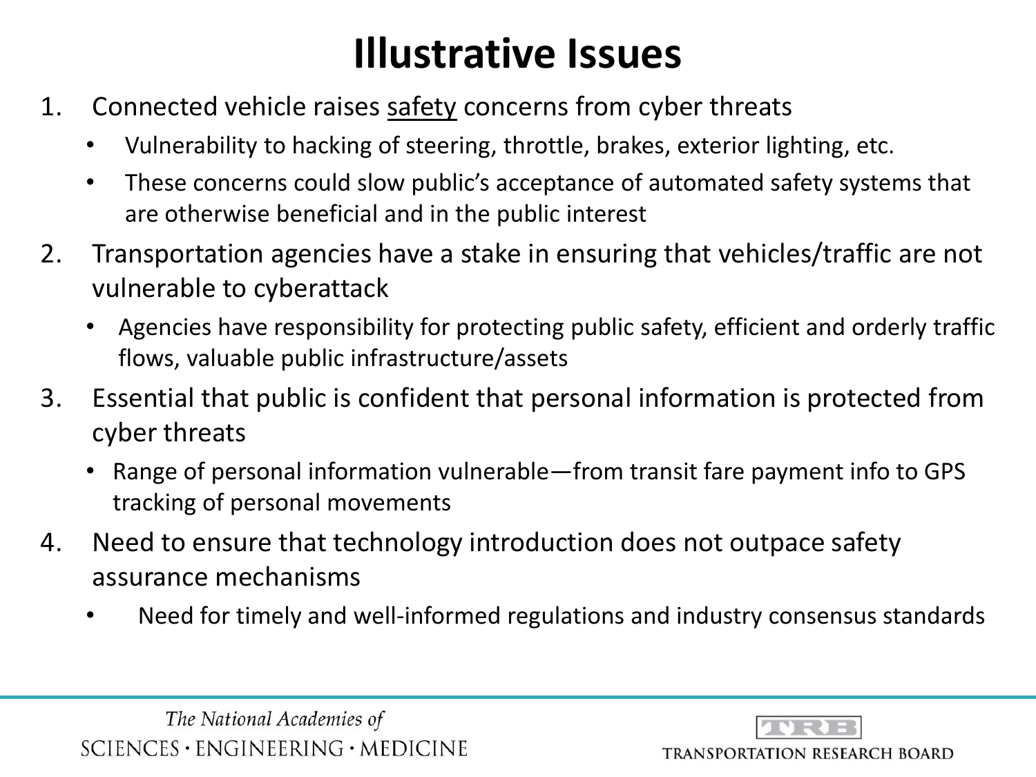# Illustrative Issues

1. Connected vehicle raises <u>safety</u> concerns from cyber threats
   - Vulnerability to hacking of steering, throttle, brakes, exterior lighting, etc.
   - These concerns could slow public's acceptance of automated safety systems that are otherwise beneficial and in the public interest
2. Transportation agencies have a stake in ensuring that vehicles/traffic are not vulnerable to cyberattack
   - Agencies have responsibility for protecting public safety, efficient and orderly traffic flows, valuable public infrastructure/assets
3. Essential that public is confident that personal information is protected from cyber threats
   - Range of personal information vulnerable—from transit fare payment info to GPS tracking of personal movements
4. Need to ensure that technology introduction does not outpace safety assurance mechanisms
   - Need for timely and well-informed regulations and industry consensus standards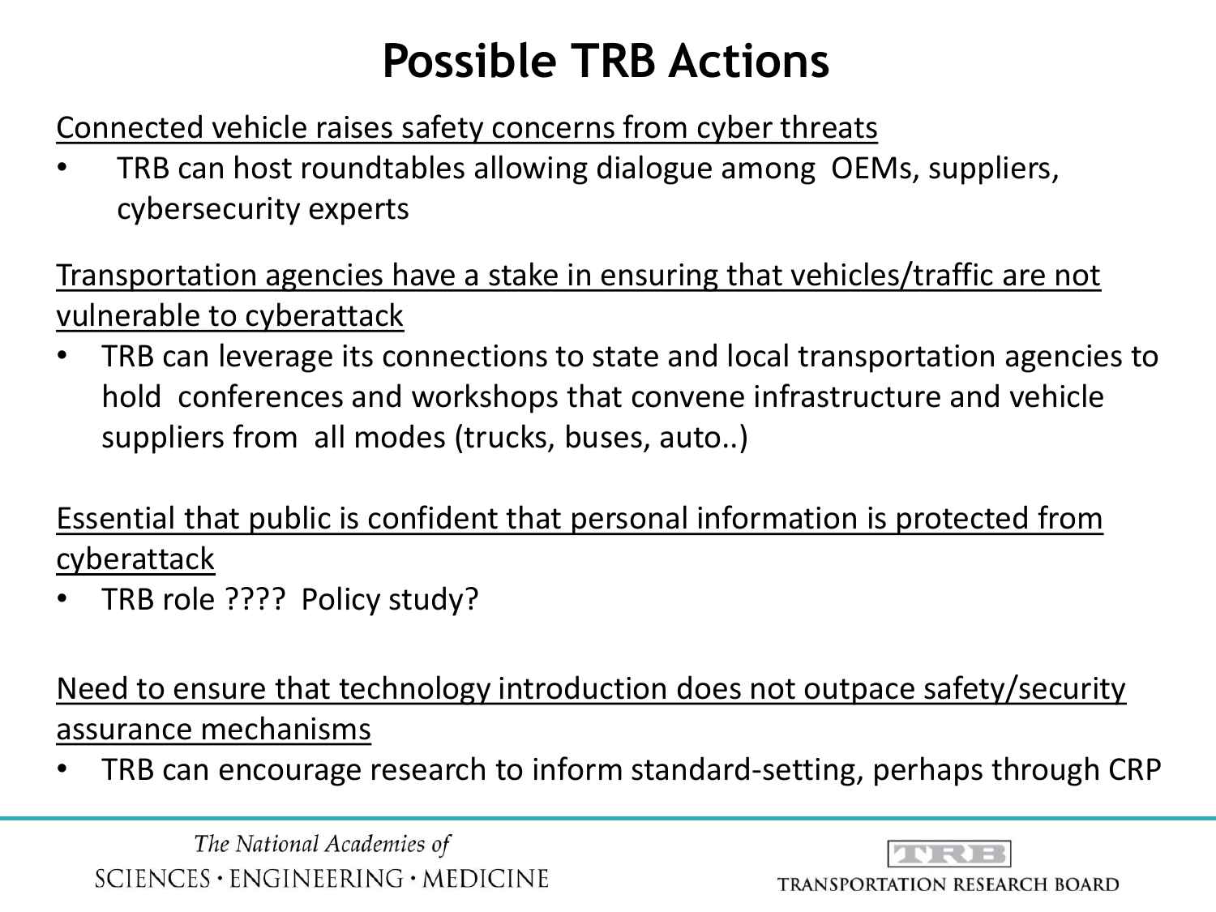# Possible TRB Actions

<u>Connected vehicle raises safety concerns from cyber threats</u>

- TRB can host roundtables allowing dialogue among OEMs, suppliers, cybersecurity experts

<u>Transportation agencies have a stake in ensuring that vehicles/traffic are not vulnerable to cyberattack</u>

- TRB can leverage its connections to state and local transportation agencies to hold conferences and workshops that convene infrastructure and vehicle suppliers from all modes (trucks, buses, auto..)

<u>Essential that public is confident that personal information is protected from cyberattack</u>

- TRB role ???? Policy study?

<u>Need to ensure that technology introduction does not outpace safety/security assurance mechanisms</u>

- TRB can encourage research to inform standard-setting, perhaps through CRP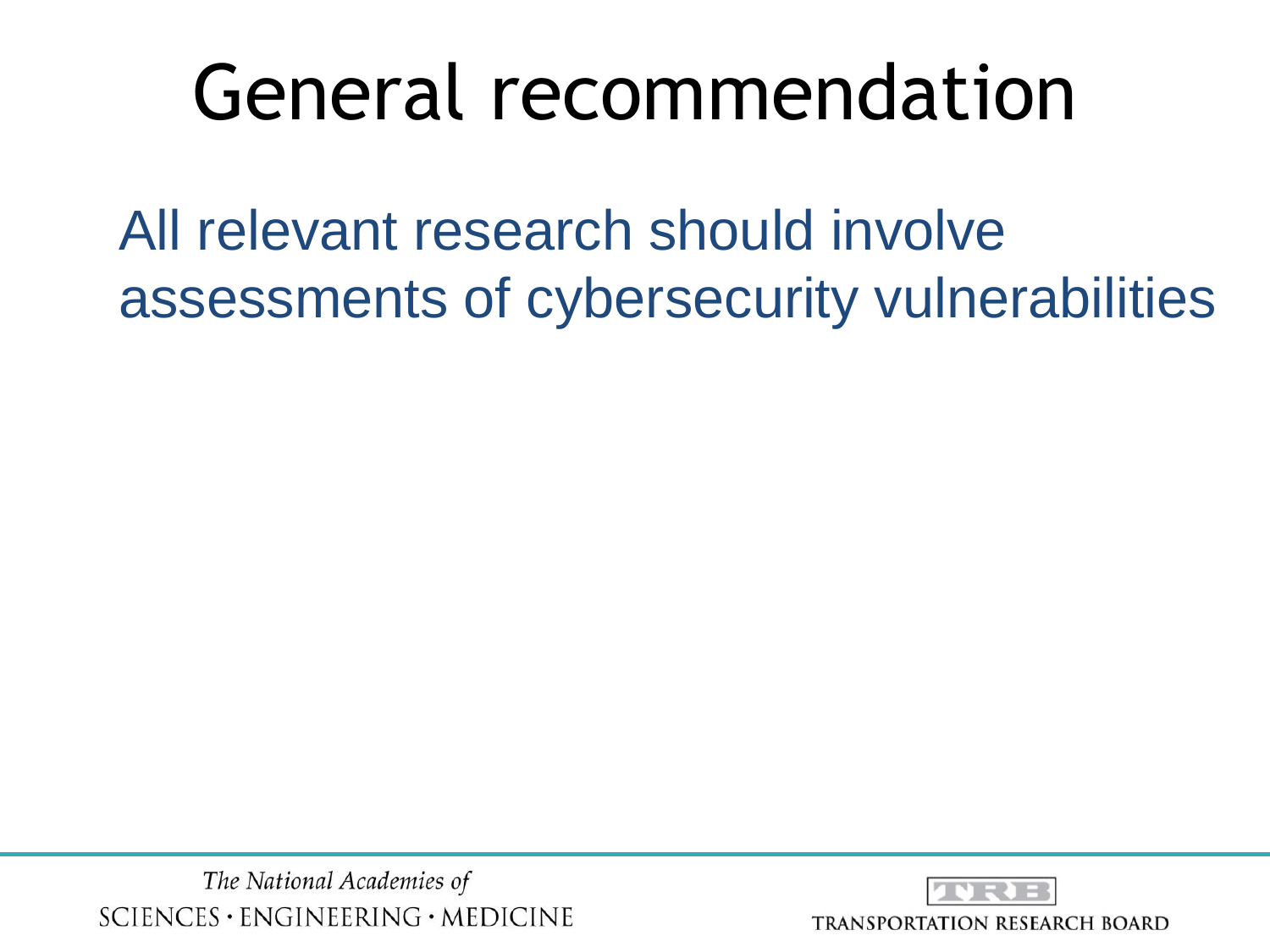# General recommendation

All relevant research should involve assessments of cybersecurity vulnerabilities